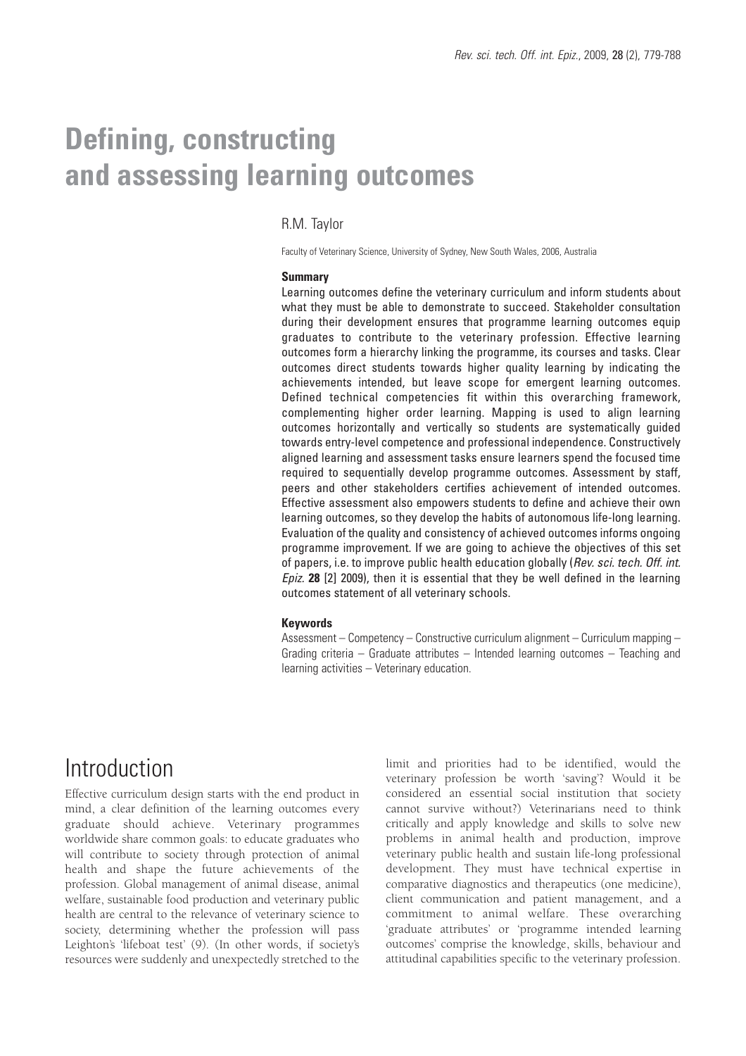# Defining, constructing and assessing learning outcomes

R.M. Taylor

Faculty of Veterinary Science, University of Sydney, New South Wales, 2006, Australia

## Summary

Learning outcomes define the veterinary curriculum and inform students about what they must be able to demonstrate to succeed. Stakeholder consultation during their development ensures that programme learning outcomes equip graduates to contribute to the veterinary profession. Effective learning outcomes form a hierarchy linking the programme, its courses and tasks. Clear outcomes direct students towards higher quality learning by indicating the achievements intended, but leave scope for emergent learning outcomes. Defined technical competencies fit within this overarching framework, complementing higher order learning. Mapping is used to align learning outcomes horizontally and vertically so students are systematically guided towards entry-level competence and professional independence. Constructively aligned learning and assessment tasks ensure learners spend the focused time required to sequentially develop programme outcomes. Assessment by staff, peers and other stakeholders certifies achievement of intended outcomes. Effective assessment also empowers students to define and achieve their own learning outcomes, so they develop the habits of autonomous life-long learning. Evaluation of the quality and consistency of achieved outcomes informs ongoing programme improvement. If we are going to achieve the objectives of this set of papers, i.e. to improve public health education globally (*Rev. sci. tech. Off. int. Epiz.* **28** [2] 2009), then it is essential that they be well defined in the learning outcomes statement of all veterinary schools.

## Keywords

Assessment – Competency – Constructive curriculum alignment – Curriculum mapping – Grading criteria – Graduate attributes – Intended learning outcomes – Teaching and learning activities – Veterinary education.

# Introduction

Effective curriculum design starts with the end product in mind, a clear definition of the learning outcomes every graduate should achieve. Veterinary programmes worldwide share common goals: to educate graduates who will contribute to society through protection of animal health and shape the future achievements of the profession. Global management of animal disease, animal welfare, sustainable food production and veterinary public health are central to the relevance of veterinary science to society, determining whether the profession will pass Leighton's 'lifeboat test' (9). (In other words, if society's resources were suddenly and unexpectedly stretched to the limit and priorities had to be identified, would the veterinary profession be worth 'saving'? Would it be considered an essential social institution that society cannot survive without?) Veterinarians need to think critically and apply knowledge and skills to solve new problems in animal health and production, improve veterinary public health and sustain life-long professional development. They must have technical expertise in comparative diagnostics and therapeutics (one medicine), client communication and patient management, and a commitment to animal welfare. These overarching 'graduate attributes' or 'programme intended learning outcomes' comprise the knowledge, skills, behaviour and attitudinal capabilities specific to the veterinary profession.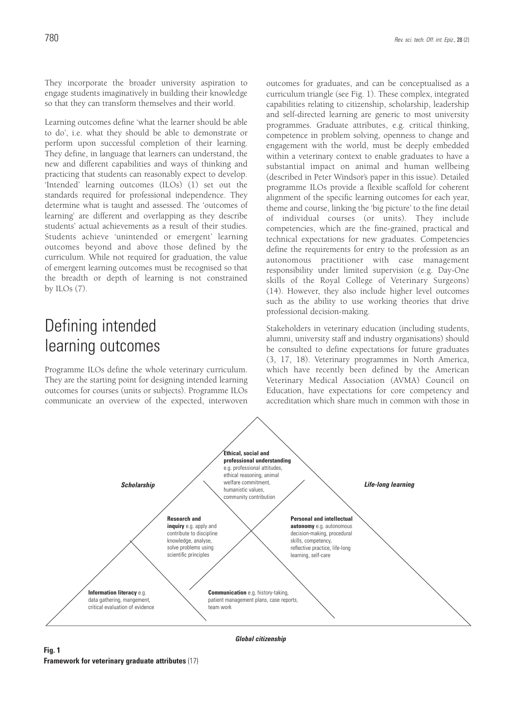They incorporate the broader university aspiration to engage students imaginatively in building their knowledge so that they can transform themselves and their world.

Learning outcomes define 'what the learner should be able to do', i.e. what they should be able to demonstrate or perform upon successful completion of their learning. They define, in language that learners can understand, the new and different capabilities and ways of thinking and practicing that students can reasonably expect to develop. 'Intended' learning outcomes (ILOs) (1) set out the standards required for professional independence. They determine what is taught and assessed. The 'outcomes of learning' are different and overlapping as they describe students' actual achievements as a result of their studies. Students achieve 'unintended or emergent' learning outcomes beyond and above those defined by the curriculum. While not required for graduation, the value of emergent learning outcomes must be recognised so that the breadth or depth of learning is not constrained by ILOs (7).

# Defining intended learning outcomes

Programme ILOs define the whole veterinary curriculum. They are the starting point for designing intended learning outcomes for courses (units or subjects). Programme ILOs communicate an overview of the expected, interwoven outcomes for graduates, and can be conceptualised as a curriculum triangle (see Fig. 1). These complex, integrated capabilities relating to citizenship, scholarship, leadership and self-directed learning are generic to most university programmes. Graduate attributes, e.g. critical thinking, competence in problem solving, openness to change and engagement with the world, must be deeply embedded within a veterinary context to enable graduates to have a substantial impact on animal and human wellbeing (described in Peter Windsor's paper in this issue). Detailed programme ILOs provide a flexible scaffold for coherent alignment of the specific learning outcomes for each year, theme and course, linking the 'big picture' to the fine detail of individual courses (or units). They include competencies, which are the fine-grained, practical and technical expectations for new graduates. Competencies define the requirements for entry to the profession as an autonomous practitioner with case management responsibility under limited supervision (e.g. Day-One skills of the Royal College of Veterinary Surgeons) (14). However, they also include higher level outcomes such as the ability to use working theories that drive professional decision-making.

Stakeholders in veterinary education (including students, alumni, university staff and industry organisations) should be consulted to define expectations for future graduates (3, 17, 18). Veterinary programmes in North America, which have recently been defined by the American Veterinary Medical Association (AVMA) Council on Education, have expectations for core competency and accreditation which share much in common with those in

*Scholarship*

*Life-long learning*

*Global citizenship*

**Ethical, social and professional understanding** e.g. professional attitudes, ethical reasoning, animal welfare commitment, humanistic values, community contribution

**Research and inquiry** e.g. apply and contribute to discipline knowledge, analyse, solve problems using scientific principles

**Personal and intellectual autonomy** e.g. autonomous decision-making, procedural skills, competency, reflective practice, life-long learning, self-care

**Information literacy** e.g. data gathering, mangement, critical evaluation of evidence

**Communication** e.g. history-taking, patient management plans, case reports, team work

**Fig. 1**
**Framework for veterinary graduate attributes** (17)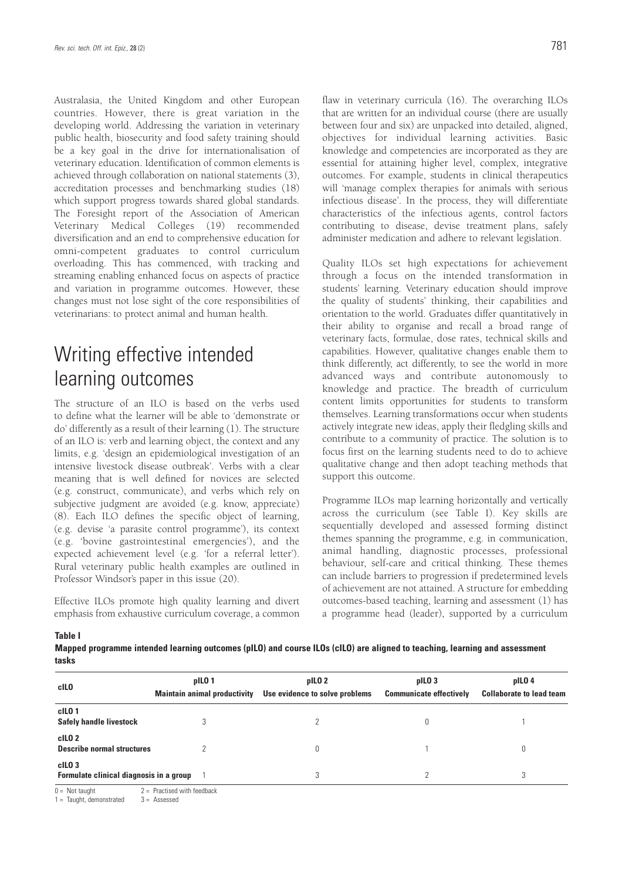Australasia, the United Kingdom and other European countries. However, there is great variation in the developing world. Addressing the variation in veterinary public health, biosecurity and food safety training should be a key goal in the drive for internationalisation of veterinary education. Identification of common elements is achieved through collaboration on national statements (3), accreditation processes and benchmarking studies (18) which support progress towards shared global standards. The Foresight report of the Association of American Veterinary Medical Colleges (19) recommended diversification and an end to comprehensive education for omni-competent graduates to control curriculum overloading. This has commenced, with tracking and streaming enabling enhanced focus on aspects of practice and variation in programme outcomes. However, these changes must not lose sight of the core responsibilities of veterinarians: to protect animal and human health.

# Writing effective intended learning outcomes

The structure of an ILO is based on the verbs used to define what the learner will be able to 'demonstrate or do' differently as a result of their learning (1). The structure of an ILO is: verb and learning object, the context and any limits, e.g. 'design an epidemiological investigation of an intensive livestock disease outbreak'. Verbs with a clear meaning that is well defined for novices are selected (e.g. construct, communicate), and verbs which rely on subjective judgment are avoided (e.g. know, appreciate) (8). Each ILO defines the specific object of learning, (e.g. devise 'a parasite control programme'), its context (e.g. 'bovine gastrointestinal emergencies'), and the expected achievement level (e.g. 'for a referral letter'). Rural veterinary public health examples are outlined in Professor Windsor's paper in this issue (20).

Effective ILOs promote high quality learning and divert emphasis from exhaustive curriculum coverage, a common flaw in veterinary curricula (16). The overarching ILOs that are written for an individual course (there are usually between four and six) are unpacked into detailed, aligned, objectives for individual learning activities. Basic knowledge and competencies are incorporated as they are essential for attaining higher level, complex, integrative outcomes. For example, students in clinical therapeutics will 'manage complex therapies for animals with serious infectious disease'. In the process, they will differentiate characteristics of the infectious agents, control factors contributing to disease, devise treatment plans, safely administer medication and adhere to relevant legislation.

Quality ILOs set high expectations for achievement through a focus on the intended transformation in students' learning. Veterinary education should improve the quality of students' thinking, their capabilities and orientation to the world. Graduates differ quantitatively in their ability to organise and recall a broad range of veterinary facts, formulae, dose rates, technical skills and capabilities. However, qualitative changes enable them to think differently, act differently, to see the world in more advanced ways and contribute autonomously to knowledge and practice. The breadth of curriculum content limits opportunities for students to transform themselves. Learning transformations occur when students actively integrate new ideas, apply their fledgling skills and contribute to a community of practice. The solution is to focus first on the learning students need to do to achieve qualitative change and then adopt teaching methods that support this outcome.

Programme ILOs map learning horizontally and vertically across the curriculum (see Table I). Key skills are sequentially developed and assessed forming distinct themes spanning the programme, e.g. in communication, animal handling, diagnostic processes, professional behaviour, self-care and critical thinking. These themes can include barriers to progression if predetermined levels of achievement are not attained. A structure for embedding outcomes-based teaching, learning and assessment (1) has a programme head (leader), supported by a curriculum

**Table I**

**Mapped programme intended learning outcomes (pILO) and course ILOs (cILO) are aligned to teaching, learning and assessment tasks**

| cILO | pILO 1<br>Maintain animal productivity | pILO 2<br>Use evidence to solve problems | pILO 3<br>Communicate effectively | pILO 4<br>Collaborate to lead team |
|---|---|---|---|---|
| **cILO 1**<br>**Safely handle livestock** | 3 | 2 | 0 | 1 |
| **cILO 2**<br>**Describe normal structures** | 2 | 0 | 1 | 0 |
| **cILO 3**<br>**Formulate clinical diagnosis in a group** | 1 | 3 | 2 | 3 |

0 = Not taught
1 = Taught, demonstrated
2 = Practised with feedback
3 = Assessed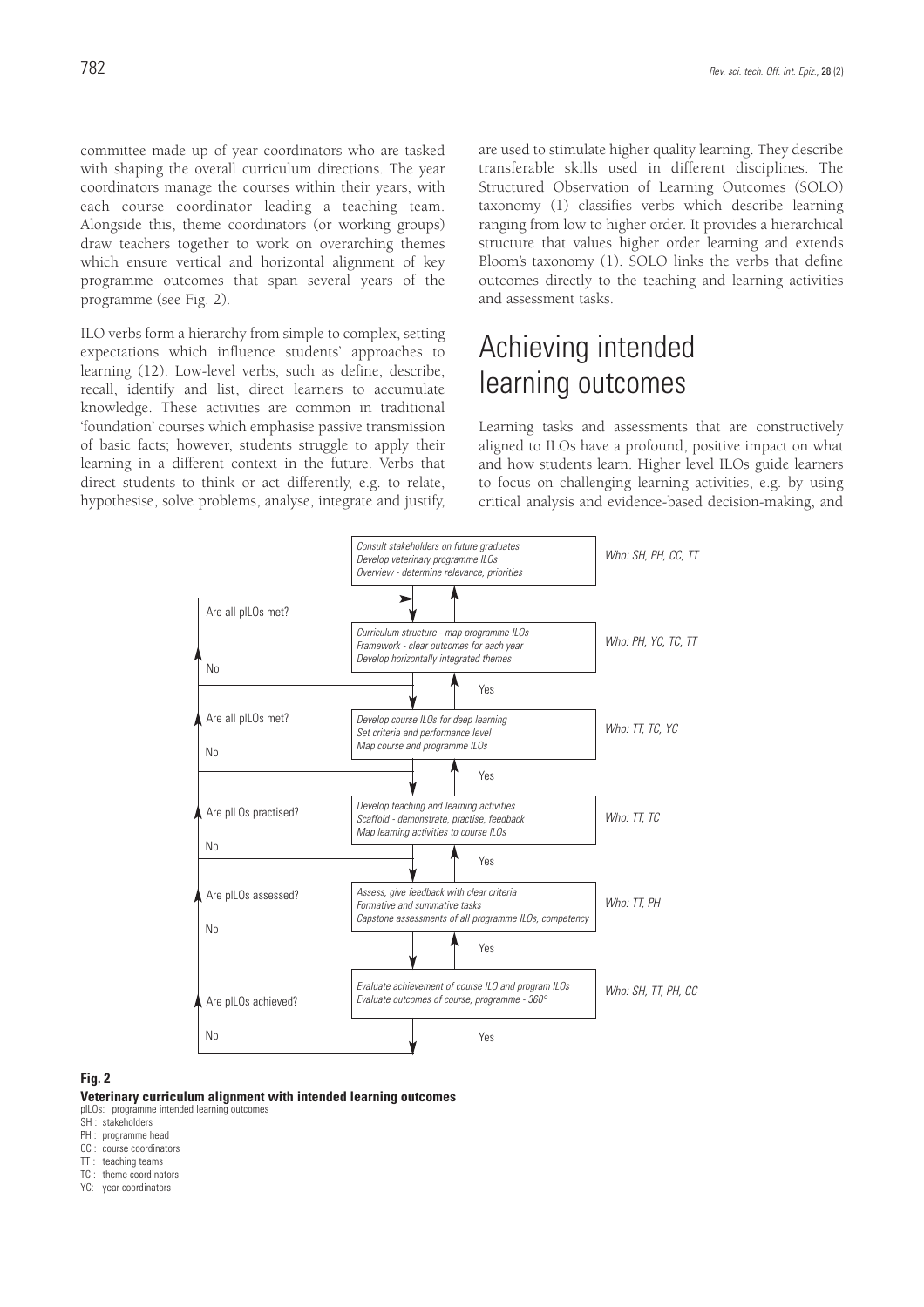committee made up of year coordinators who are tasked with shaping the overall curriculum directions. The year coordinators manage the courses within their years, with each course coordinator leading a teaching team. Alongside this, theme coordinators (or working groups) draw teachers together to work on overarching themes which ensure vertical and horizontal alignment of key programme outcomes that span several years of the programme (see Fig. 2).

ILO verbs form a hierarchy from simple to complex, setting expectations which influence students' approaches to learning (12). Low-level verbs, such as define, describe, recall, identify and list, direct learners to accumulate knowledge. These activities are common in traditional 'foundation' courses which emphasise passive transmission of basic facts; however, students struggle to apply their learning in a different context in the future. Verbs that direct students to think or act differently, e.g. to relate, hypothesise, solve problems, analyse, integrate and justify, are used to stimulate higher quality learning. They describe transferable skills used in different disciplines. The Structured Observation of Learning Outcomes (SOLO) taxonomy (1) classifies verbs which describe learning ranging from low to higher order. It provides a hierarchical structure that values higher order learning and extends Bloom's taxonomy (1). SOLO links the verbs that define outcomes directly to the teaching and learning activities and assessment tasks.

# Achieving intended learning outcomes

Learning tasks and assessments that are constructively aligned to ILOs have a profound, positive impact on what and how students learn. Higher level ILOs guide learners to focus on challenging learning activities, e.g. by using critical analysis and evidence-based decision-making, and

*Consult stakeholders on future graduates*
*Develop veterinary programme ILOs*
*Overview - determine relevance, priorities*
*Who: SH, PH, CC, TT*

Are all pILOs met?
No

*Curriculum structure - map programme ILOs*
*Framework - clear outcomes for each year*
*Develop horizontally integrated themes*
*Who: PH, YC, TC, TT*

Yes

Are all pILOs met?
No

*Develop course ILOs for deep learning*
*Set criteria and performance level*
*Map course and programme ILOs*
*Who: TT, TC, YC*

Yes

Are pILOs practised?
No

*Develop teaching and learning activities*
*Scaffold - demonstrate, practise, feedback*
*Map learning activities to course ILOs*
*Who: TT, TC*

Yes

Are pILOs assessed?
No

*Assess, give feedback with clear criteria*
*Formative and summative tasks*
*Capstone assessments of all programme ILOs, competency*
*Who: TT, PH*

Yes

Are pILOs achieved?
No

*Evaluate achievement of course ILO and program ILOs*
*Evaluate outcomes of course, programme - 360°*
*Who: SH, TT, PH, CC*

Yes

**Fig. 2**

**Veterinary curriculum alignment with intended learning outcomes**

pILOs: programme intended learning outcomes
SH : stakeholders
PH : programme head
CC : course coordinators
TT : teaching teams
TC : theme coordinators
YC: year coordinators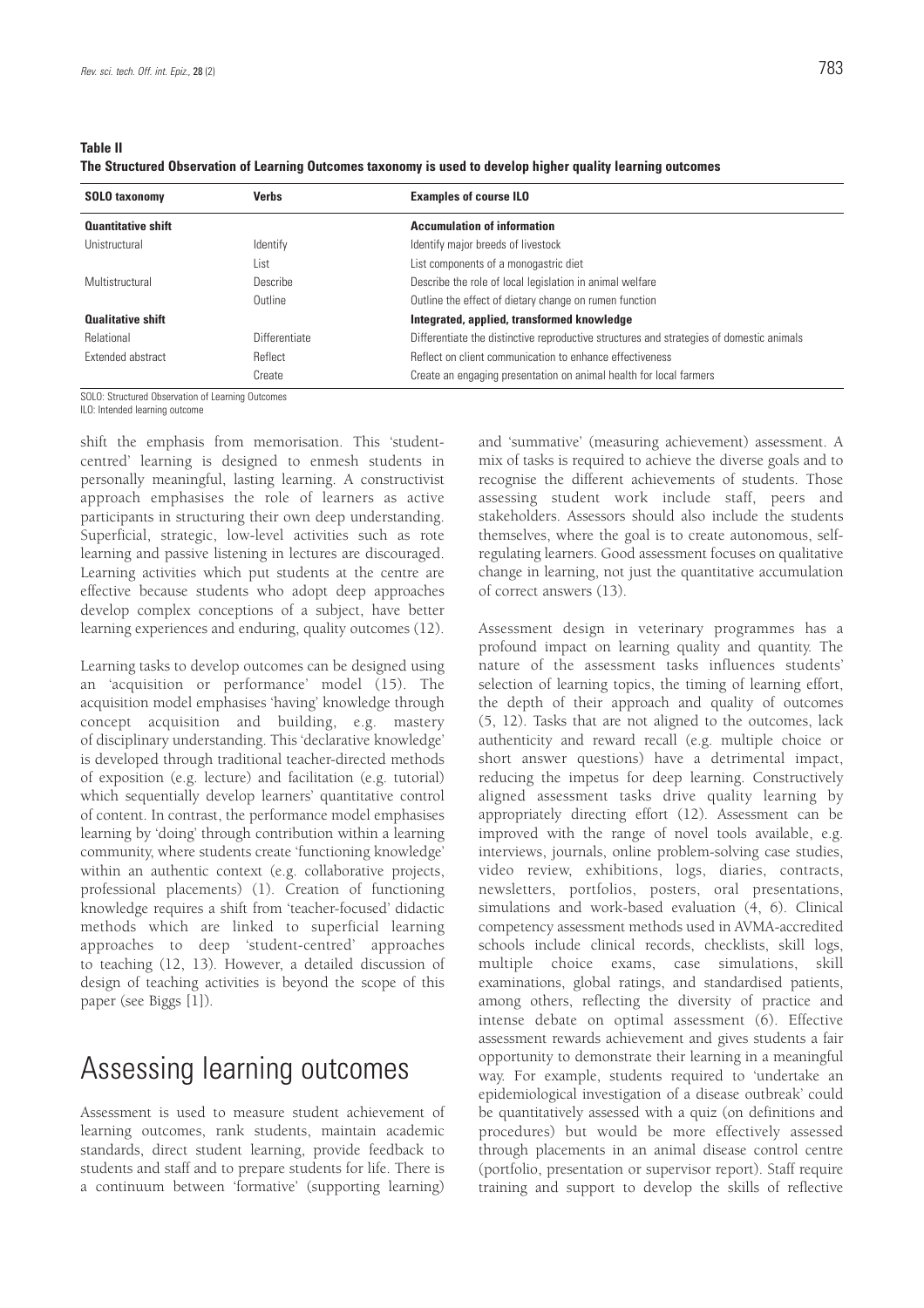**Table II**
**The Structured Observation of Learning Outcomes taxonomy is used to develop higher quality learning outcomes**

| SOLO taxonomy | Verbs | Examples of course ILO |
|---|---|---|
| **Quantitative shift** | | **Accumulation of information** |
| Unistructural | Identify | Identify major breeds of livestock |
| | List | List components of a monogastric diet |
| Multistructural | Describe | Describe the role of local legislation in animal welfare |
| | Outline | Outline the effect of dietary change on rumen function |
| **Qualitative shift** | | **Integrated, applied, transformed knowledge** |
| Relational | Differentiate | Differentiate the distinctive reproductive structures and strategies of domestic animals |
| Extended abstract | Reflect | Reflect on client communication to enhance effectiveness |
| | Create | Create an engaging presentation on animal health for local farmers |

SOLO: Structured Observation of Learning Outcomes
ILO: Intended learning outcome

shift the emphasis from memorisation. This 'student-centred' learning is designed to enmesh students in personally meaningful, lasting learning. A constructivist approach emphasises the role of learners as active participants in structuring their own deep understanding. Superficial, strategic, low-level activities such as rote learning and passive listening in lectures are discouraged. Learning activities which put students at the centre are effective because students who adopt deep approaches develop complex conceptions of a subject, have better learning experiences and enduring, quality outcomes (12).

Learning tasks to develop outcomes can be designed using an 'acquisition or performance' model (15). The acquisition model emphasises 'having' knowledge through concept acquisition and building, e.g. mastery of disciplinary understanding. This 'declarative knowledge' is developed through traditional teacher-directed methods of exposition (e.g. lecture) and facilitation (e.g. tutorial) which sequentially develop learners' quantitative control of content. In contrast, the performance model emphasises learning by 'doing' through contribution within a learning community, where students create 'functioning knowledge' within an authentic context (e.g. collaborative projects, professional placements) (1). Creation of functioning knowledge requires a shift from 'teacher-focused' didactic methods which are linked to superficial learning approaches to deep 'student-centred' approaches to teaching (12, 13). However, a detailed discussion of design of teaching activities is beyond the scope of this paper (see Biggs [1]).

# Assessing learning outcomes

Assessment is used to measure student achievement of learning outcomes, rank students, maintain academic standards, direct student learning, provide feedback to students and staff and to prepare students for life. There is a continuum between 'formative' (supporting learning) and 'summative' (measuring achievement) assessment. A mix of tasks is required to achieve the diverse goals and to recognise the different achievements of students. Those assessing student work include staff, peers and stakeholders. Assessors should also include the students themselves, where the goal is to create autonomous, self-regulating learners. Good assessment focuses on qualitative change in learning, not just the quantitative accumulation of correct answers (13).

Assessment design in veterinary programmes has a profound impact on learning quality and quantity. The nature of the assessment tasks influences students' selection of learning topics, the timing of learning effort, the depth of their approach and quality of outcomes (5, 12). Tasks that are not aligned to the outcomes, lack authenticity and reward recall (e.g. multiple choice or short answer questions) have a detrimental impact, reducing the impetus for deep learning. Constructively aligned assessment tasks drive quality learning by appropriately directing effort (12). Assessment can be improved with the range of novel tools available, e.g. interviews, journals, online problem-solving case studies, video review, exhibitions, logs, diaries, contracts, newsletters, portfolios, posters, oral presentations, simulations and work-based evaluation (4, 6). Clinical competency assessment methods used in AVMA-accredited schools include clinical records, checklists, skill logs, multiple choice exams, case simulations, skill examinations, global ratings, and standardised patients, among others, reflecting the diversity of practice and intense debate on optimal assessment (6). Effective assessment rewards achievement and gives students a fair opportunity to demonstrate their learning in a meaningful way. For example, students required to 'undertake an epidemiological investigation of a disease outbreak' could be quantitatively assessed with a quiz (on definitions and procedures) but would be more effectively assessed through placements in an animal disease control centre (portfolio, presentation or supervisor report). Staff require training and support to develop the skills of reflective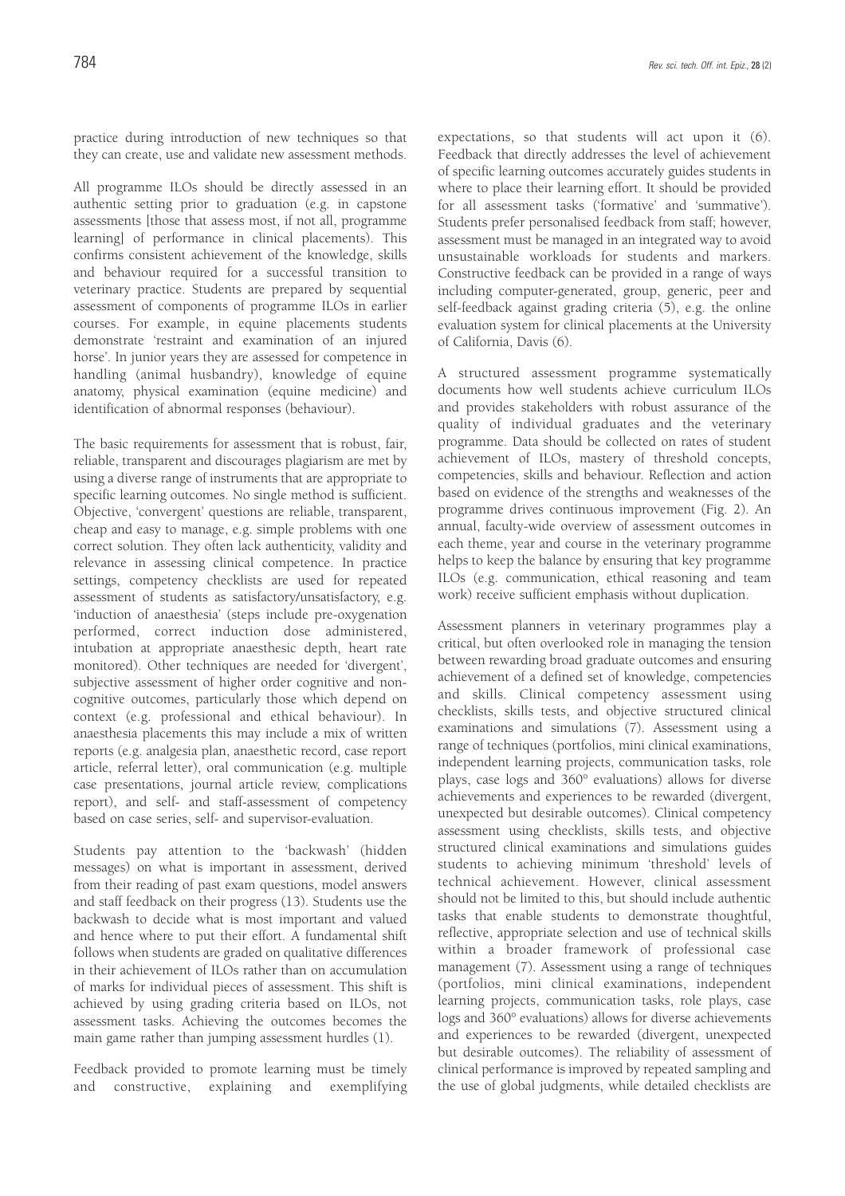practice during introduction of new techniques so that they can create, use and validate new assessment methods.

All programme ILOs should be directly assessed in an authentic setting prior to graduation (e.g. in capstone assessments [those that assess most, if not all, programme learning] of performance in clinical placements). This confirms consistent achievement of the knowledge, skills and behaviour required for a successful transition to veterinary practice. Students are prepared by sequential assessment of components of programme ILOs in earlier courses. For example, in equine placements students demonstrate 'restraint and examination of an injured horse'. In junior years they are assessed for competence in handling (animal husbandry), knowledge of equine anatomy, physical examination (equine medicine) and identification of abnormal responses (behaviour).

The basic requirements for assessment that is robust, fair, reliable, transparent and discourages plagiarism are met by using a diverse range of instruments that are appropriate to specific learning outcomes. No single method is sufficient. Objective, 'convergent' questions are reliable, transparent, cheap and easy to manage, e.g. simple problems with one correct solution. They often lack authenticity, validity and relevance in assessing clinical competence. In practice settings, competency checklists are used for repeated assessment of students as satisfactory/unsatisfactory, e.g. 'induction of anaesthesia' (steps include pre-oxygenation performed, correct induction dose administered, intubation at appropriate anaesthesic depth, heart rate monitored). Other techniques are needed for 'divergent', subjective assessment of higher order cognitive and non-cognitive outcomes, particularly those which depend on context (e.g. professional and ethical behaviour). In anaesthesia placements this may include a mix of written reports (e.g. analgesia plan, anaesthetic record, case report article, referral letter), oral communication (e.g. multiple case presentations, journal article review, complications report), and self- and staff-assessment of competency based on case series, self- and supervisor-evaluation.

Students pay attention to the 'backwash' (hidden messages) on what is important in assessment, derived from their reading of past exam questions, model answers and staff feedback on their progress (13). Students use the backwash to decide what is most important and valued and hence where to put their effort. A fundamental shift follows when students are graded on qualitative differences in their achievement of ILOs rather than on accumulation of marks for individual pieces of assessment. This shift is achieved by using grading criteria based on ILOs, not assessment tasks. Achieving the outcomes becomes the main game rather than jumping assessment hurdles (1).

Feedback provided to promote learning must be timely and constructive, explaining and exemplifying expectations, so that students will act upon it (6). Feedback that directly addresses the level of achievement of specific learning outcomes accurately guides students in where to place their learning effort. It should be provided for all assessment tasks ('formative' and 'summative'). Students prefer personalised feedback from staff; however, assessment must be managed in an integrated way to avoid unsustainable workloads for students and markers. Constructive feedback can be provided in a range of ways including computer-generated, group, generic, peer and self-feedback against grading criteria (5), e.g. the online evaluation system for clinical placements at the University of California, Davis (6).

A structured assessment programme systematically documents how well students achieve curriculum ILOs and provides stakeholders with robust assurance of the quality of individual graduates and the veterinary programme. Data should be collected on rates of student achievement of ILOs, mastery of threshold concepts, competencies, skills and behaviour. Reflection and action based on evidence of the strengths and weaknesses of the programme drives continuous improvement (Fig. 2). An annual, faculty-wide overview of assessment outcomes in each theme, year and course in the veterinary programme helps to keep the balance by ensuring that key programme ILOs (e.g. communication, ethical reasoning and team work) receive sufficient emphasis without duplication.

Assessment planners in veterinary programmes play a critical, but often overlooked role in managing the tension between rewarding broad graduate outcomes and ensuring achievement of a defined set of knowledge, competencies and skills. Clinical competency assessment using checklists, skills tests, and objective structured clinical examinations and simulations (7). Assessment using a range of techniques (portfolios, mini clinical examinations, independent learning projects, communication tasks, role plays, case logs and 360° evaluations) allows for diverse achievements and experiences to be rewarded (divergent, unexpected but desirable outcomes). Clinical competency assessment using checklists, skills tests, and objective structured clinical examinations and simulations guides students to achieving minimum 'threshold' levels of technical achievement. However, clinical assessment should not be limited to this, but should include authentic tasks that enable students to demonstrate thoughtful, reflective, appropriate selection and use of technical skills within a broader framework of professional case management (7). Assessment using a range of techniques (portfolios, mini clinical examinations, independent learning projects, communication tasks, role plays, case logs and 360° evaluations) allows for diverse achievements and experiences to be rewarded (divergent, unexpected but desirable outcomes). The reliability of assessment of clinical performance is improved by repeated sampling and the use of global judgments, while detailed checklists are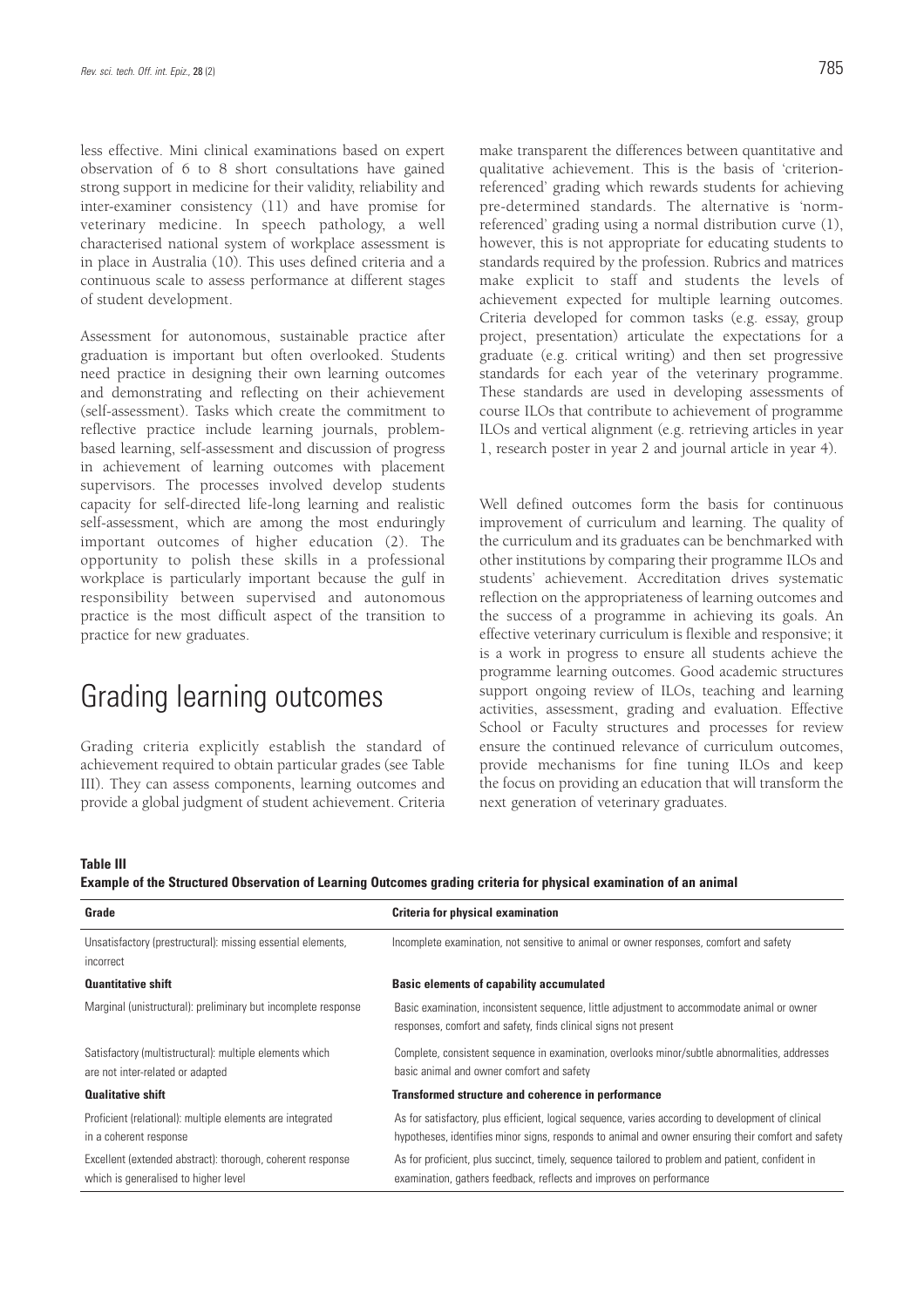less effective. Mini clinical examinations based on expert observation of 6 to 8 short consultations have gained strong support in medicine for their validity, reliability and inter-examiner consistency (11) and have promise for veterinary medicine. In speech pathology, a well characterised national system of workplace assessment is in place in Australia (10). This uses defined criteria and a continuous scale to assess performance at different stages of student development.

Assessment for autonomous, sustainable practice after graduation is important but often overlooked. Students need practice in designing their own learning outcomes and demonstrating and reflecting on their achievement (self-assessment). Tasks which create the commitment to reflective practice include learning journals, problem-based learning, self-assessment and discussion of progress in achievement of learning outcomes with placement supervisors. The processes involved develop students capacity for self-directed life-long learning and realistic self-assessment, which are among the most enduringly important outcomes of higher education (2). The opportunity to polish these skills in a professional workplace is particularly important because the gulf in responsibility between supervised and autonomous practice is the most difficult aspect of the transition to practice for new graduates.

# Grading learning outcomes

Grading criteria explicitly establish the standard of achievement required to obtain particular grades (see Table III). They can assess components, learning outcomes and provide a global judgment of student achievement. Criteria make transparent the differences between quantitative and qualitative achievement. This is the basis of 'criterion-referenced' grading which rewards students for achieving pre-determined standards. The alternative is 'norm-referenced' grading using a normal distribution curve (1), however, this is not appropriate for educating students to standards required by the profession. Rubrics and matrices make explicit to staff and students the levels of achievement expected for multiple learning outcomes. Criteria developed for common tasks (e.g. essay, group project, presentation) articulate the expectations for a graduate (e.g. critical writing) and then set progressive standards for each year of the veterinary programme. These standards are used in developing assessments of course ILOs that contribute to achievement of programme ILOs and vertical alignment (e.g. retrieving articles in year 1, research poster in year 2 and journal article in year 4).

Well defined outcomes form the basis for continuous improvement of curriculum and learning. The quality of the curriculum and its graduates can be benchmarked with other institutions by comparing their programme ILOs and students' achievement. Accreditation drives systematic reflection on the appropriateness of learning outcomes and the success of a programme in achieving its goals. An effective veterinary curriculum is flexible and responsive; it is a work in progress to ensure all students achieve the programme learning outcomes. Good academic structures support ongoing review of ILOs, teaching and learning activities, assessment, grading and evaluation. Effective School or Faculty structures and processes for review ensure the continued relevance of curriculum outcomes, provide mechanisms for fine tuning ILOs and keep the focus on providing an education that will transform the next generation of veterinary graduates.

**Table III**
**Example of the Structured Observation of Learning Outcomes grading criteria for physical examination of an animal**

| Grade | Criteria for physical examination |
|---|---|
| Unsatisfactory (prestructural): missing essential elements, incorrect | Incomplete examination, not sensitive to animal or owner responses, comfort and safety |
| **Quantitative shift** | **Basic elements of capability accumulated** |
| Marginal (unistructural): preliminary but incomplete response | Basic examination, inconsistent sequence, little adjustment to accommodate animal or owner responses, comfort and safety, finds clinical signs not present |
| Satisfactory (multistructural): multiple elements which are not inter-related or adapted | Complete, consistent sequence in examination, overlooks minor/subtle abnormalities, addresses basic animal and owner comfort and safety |
| **Qualitative shift** | **Transformed structure and coherence in performance** |
| Proficient (relational): multiple elements are integrated in a coherent response | As for satisfactory, plus efficient, logical sequence, varies according to development of clinical hypotheses, identifies minor signs, responds to animal and owner ensuring their comfort and safety |
| Excellent (extended abstract): thorough, coherent response which is generalised to higher level | As for proficient, plus succinct, timely, sequence tailored to problem and patient, confident in examination, gathers feedback, reflects and improves on performance |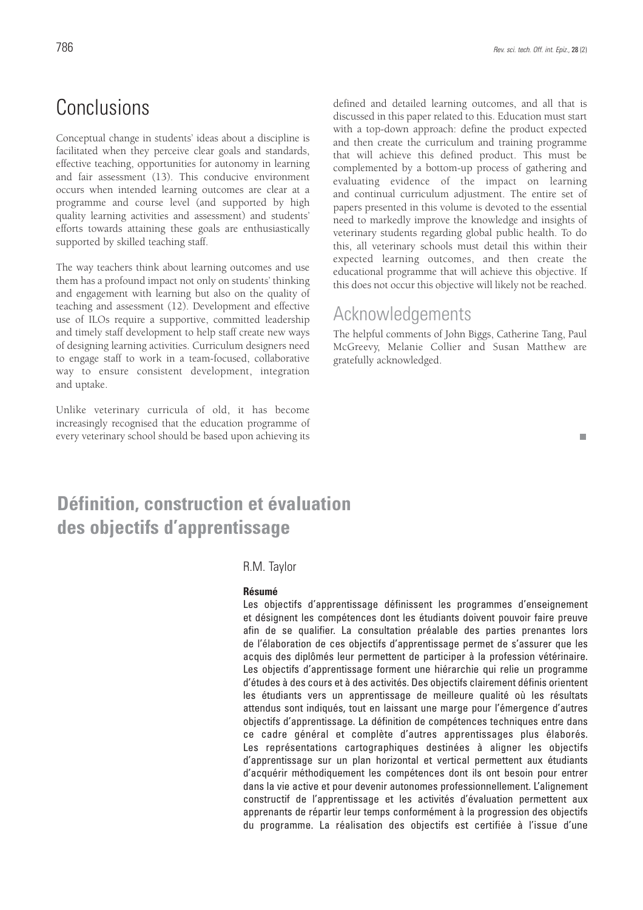## Conclusions

Conceptual change in students' ideas about a discipline is facilitated when they perceive clear goals and standards, effective teaching, opportunities for autonomy in learning and fair assessment (13). This conducive environment occurs when intended learning outcomes are clear at a programme and course level (and supported by high quality learning activities and assessment) and students' efforts towards attaining these goals are enthusiastically supported by skilled teaching staff.

The way teachers think about learning outcomes and use them has a profound impact not only on students' thinking and engagement with learning but also on the quality of teaching and assessment (12). Development and effective use of ILOs require a supportive, committed leadership and timely staff development to help staff create new ways of designing learning activities. Curriculum designers need to engage staff to work in a team-focused, collaborative way to ensure consistent development, integration and uptake.

Unlike veterinary curricula of old, it has become increasingly recognised that the education programme of every veterinary school should be based upon achieving its defined and detailed learning outcomes, and all that is discussed in this paper related to this. Education must start with a top-down approach: define the product expected and then create the curriculum and training programme that will achieve this defined product. This must be complemented by a bottom-up process of gathering and evaluating evidence of the impact on learning and continual curriculum adjustment. The entire set of papers presented in this volume is devoted to the essential need to markedly improve the knowledge and insights of veterinary students regarding global public health. To do this, all veterinary schools must detail this within their expected learning outcomes, and then create the educational programme that will achieve this objective. If this does not occur this objective will likely not be reached.

## Acknowledgements

The helpful comments of John Biggs, Catherine Tang, Paul McGreevy, Melanie Collier and Susan Matthew are gratefully acknowledged.

# Définition, construction et évaluation des objectifs d'apprentissage

R.M. Taylor

**Résumé**

Les objectifs d'apprentissage définissent les programmes d'enseignement et désignent les compétences dont les étudiants doivent pouvoir faire preuve afin de se qualifier. La consultation préalable des parties prenantes lors de l'élaboration de ces objectifs d'apprentissage permet de s'assurer que les acquis des diplômés leur permettent de participer à la profession vétérinaire. Les objectifs d'apprentissage forment une hiérarchie qui relie un programme d'études à des cours et à des activités. Des objectifs clairement définis orientent les étudiants vers un apprentissage de meilleure qualité où les résultats attendus sont indiqués, tout en laissant une marge pour l'émergence d'autres objectifs d'apprentissage. La définition de compétences techniques entre dans ce cadre général et complète d'autres apprentissages plus élaborés. Les représentations cartographiques destinées à aligner les objectifs d'apprentissage sur un plan horizontal et vertical permettent aux étudiants d'acquérir méthodiquement les compétences dont ils ont besoin pour entrer dans la vie active et pour devenir autonomes professionnellement. L'alignement constructif de l'apprentissage et les activités d'évaluation permettent aux apprenants de répartir leur temps conformément à la progression des objectifs du programme. La réalisation des objectifs est certifiée à l'issue d'une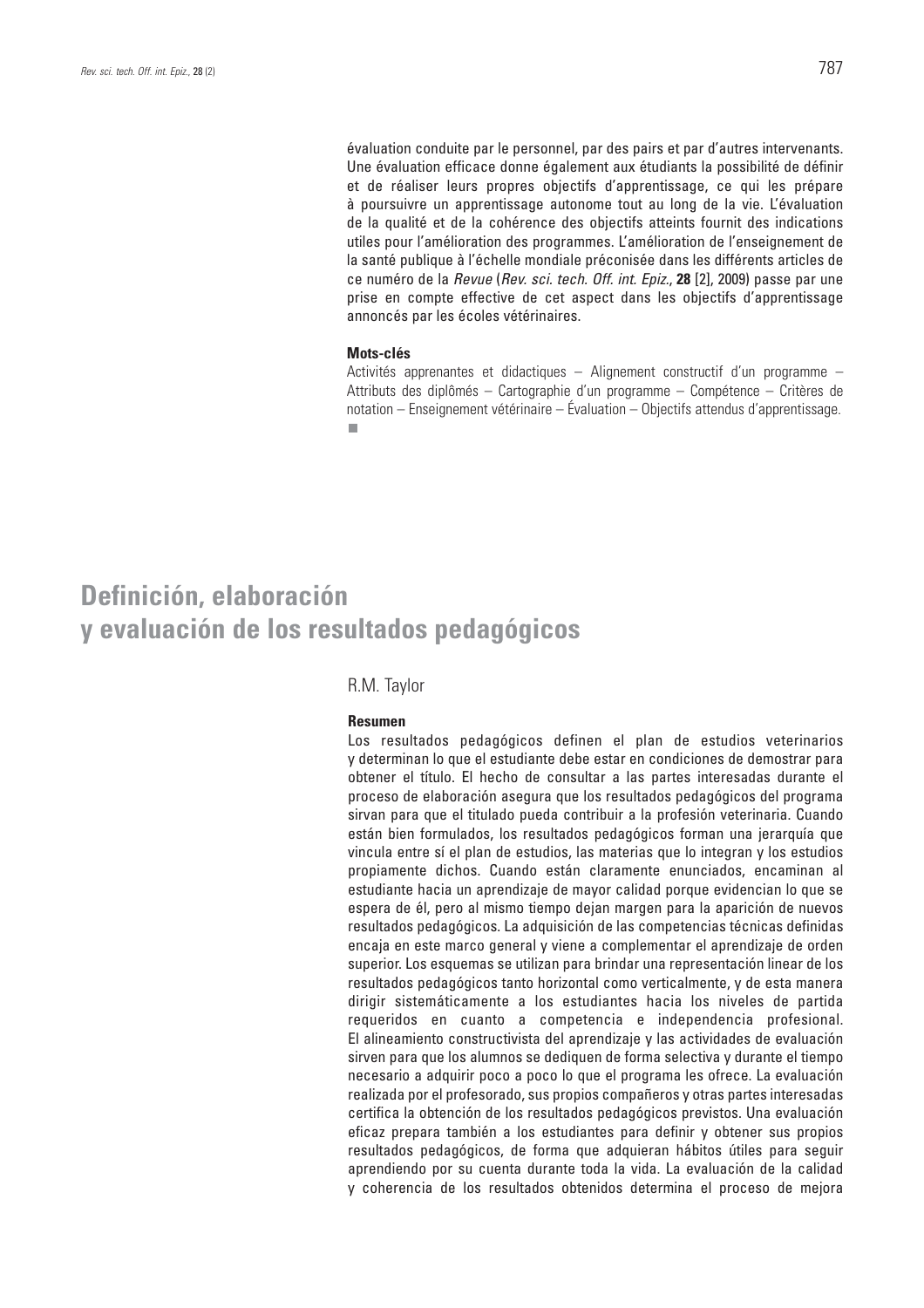évaluation conduite par le personnel, par des pairs et par d'autres intervenants. Une évaluation efficace donne également aux étudiants la possibilité de définir et de réaliser leurs propres objectifs d'apprentissage, ce qui les prépare à poursuivre un apprentissage autonome tout au long de la vie. L'évaluation de la qualité et de la cohérence des objectifs atteints fournit des indications utiles pour l'amélioration des programmes. L'amélioration de l'enseignement de la santé publique à l'échelle mondiale préconisée dans les différents articles de ce numéro de la *Revue* (*Rev. sci. tech. Off. int. Epiz.*, **28** [2], 2009) passe par une prise en compte effective de cet aspect dans les objectifs d'apprentissage annoncés par les écoles vétérinaires.

**Mots-clés**

Activités apprenantes et didactiques – Alignement constructif d'un programme – Attributs des diplômés – Cartographie d'un programme – Compétence – Critères de notation – Enseignement vétérinaire – Évaluation – Objectifs attendus d'apprentissage.

# Definición, elaboración y evaluación de los resultados pedagógicos

R.M. Taylor

**Resumen**

Los resultados pedagógicos definen el plan de estudios veterinarios y determinan lo que el estudiante debe estar en condiciones de demostrar para obtener el título. El hecho de consultar a las partes interesadas durante el proceso de elaboración asegura que los resultados pedagógicos del programa sirvan para que el titulado pueda contribuir a la profesión veterinaria. Cuando están bien formulados, los resultados pedagógicos forman una jerarquía que vincula entre sí el plan de estudios, las materias que lo integran y los estudios propiamente dichos. Cuando están claramente enunciados, encaminan al estudiante hacia un aprendizaje de mayor calidad porque evidencian lo que se espera de él, pero al mismo tiempo dejan margen para la aparición de nuevos resultados pedagógicos. La adquisición de las competencias técnicas definidas encaja en este marco general y viene a complementar el aprendizaje de orden superior. Los esquemas se utilizan para brindar una representación linear de los resultados pedagógicos tanto horizontal como verticalmente, y de esta manera dirigir sistemáticamente a los estudiantes hacia los niveles de partida requeridos en cuanto a competencia e independencia profesional. El alineamiento constructivista del aprendizaje y las actividades de evaluación sirven para que los alumnos se dediquen de forma selectiva y durante el tiempo necesario a adquirir poco a poco lo que el programa les ofrece. La evaluación realizada por el profesorado, sus propios compañeros y otras partes interesadas certifica la obtención de los resultados pedagógicos previstos. Una evaluación eficaz prepara también a los estudiantes para definir y obtener sus propios resultados pedagógicos, de forma que adquieran hábitos útiles para seguir aprendiendo por su cuenta durante toda la vida. La evaluación de la calidad y coherencia de los resultados obtenidos determina el proceso de mejora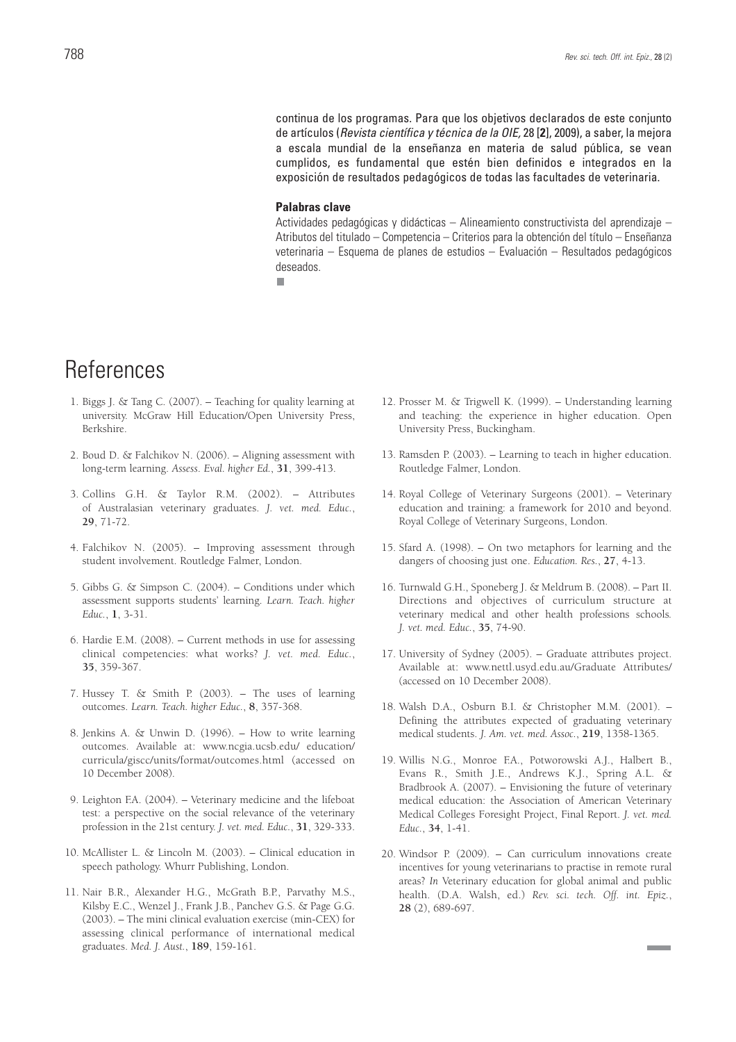continua de los programas. Para que los objetivos declarados de este conjunto de artículos (*Revista científica y técnica de la OIE,* 28 [**2**], 2009), a saber, la mejora a escala mundial de la enseñanza en materia de salud pública, se vean cumplidos, es fundamental que estén bien definidos e integrados en la exposición de resultados pedagógicos de todas las facultades de veterinaria.

**Palabras clave**

Actividades pedagógicas y didácticas – Alineamiento constructivista del aprendizaje – Atributos del titulado – Competencia – Criterios para la obtención del título – Enseñanza veterinaria – Esquema de planes de estudios – Evaluación – Resultados pedagógicos deseados.

# References

1. Biggs J. & Tang C. (2007). – Teaching for quality learning at university. McGraw Hill Education/Open University Press, Berkshire.

2. Boud D. & Falchikov N. (2006). – Aligning assessment with long-term learning. *Assess. Eval. higher Ed.*, **31**, 399-413.

3. Collins G.H. & Taylor R.M. (2002). – Attributes of Australasian veterinary graduates. *J. vet. med. Educ.*, **29**, 71-72.

4. Falchikov N. (2005). – Improving assessment through student involvement. Routledge Falmer, London.

5. Gibbs G. & Simpson C. (2004). – Conditions under which assessment supports students' learning. *Learn. Teach. higher Educ.*, **1**, 3-31.

6. Hardie E.M. (2008). – Current methods in use for assessing clinical competencies: what works? *J. vet. med. Educ.*, **35**, 359-367.

7. Hussey T. & Smith P. (2003). – The uses of learning outcomes. *Learn. Teach. higher Educ.*, **8**, 357-368.

8. Jenkins A. & Unwin D. (1996). – How to write learning outcomes. Available at: www.ncgia.ucsb.edu/ education/ curricula/giscc/units/format/outcomes.html (accessed on 10 December 2008).

9. Leighton F.A. (2004). – Veterinary medicine and the lifeboat test: a perspective on the social relevance of the veterinary profession in the 21st century. *J. vet. med. Educ.*, **31**, 329-333.

10. McAllister L. & Lincoln M. (2003). – Clinical education in speech pathology. Whurr Publishing, London.

11. Nair B.R., Alexander H.G., McGrath B.P., Parvathy M.S., Kilsby E.C., Wenzel J., Frank J.B., Panchev G.S. & Page G.G. (2003). – The mini clinical evaluation exercise (min-CEX) for assessing clinical performance of international medical graduates. *Med. J. Aust.*, **189**, 159-161.

12. Prosser M. & Trigwell K. (1999). – Understanding learning and teaching: the experience in higher education. Open University Press, Buckingham.

13. Ramsden P. (2003). – Learning to teach in higher education. Routledge Falmer, London.

14. Royal College of Veterinary Surgeons (2001). – Veterinary education and training: a framework for 2010 and beyond. Royal College of Veterinary Surgeons, London.

15. Sfard A. (1998). – On two metaphors for learning and the dangers of choosing just one. *Education. Res.*, **27**, 4-13.

16. Turnwald G.H., Sponeberg J. & Meldrum B. (2008). – Part II. Directions and objectives of curriculum structure at veterinary medical and other health professions schools. *J. vet. med. Educ.*, **35**, 74-90.

17. University of Sydney (2005). – Graduate attributes project. Available at: www.nettl.usyd.edu.au/Graduate Attributes/ (accessed on 10 December 2008).

18. Walsh D.A., Osburn B.I. & Christopher M.M. (2001). – Defining the attributes expected of graduating veterinary medical students. *J. Am. vet. med. Assoc.*, **219**, 1358-1365.

19. Willis N.G., Monroe F.A., Potworowski A.J., Halbert B., Evans R., Smith J.E., Andrews K.J., Spring A.L. & Bradbrook A. (2007). – Envisioning the future of veterinary medical education: the Association of American Veterinary Medical Colleges Foresight Project, Final Report. *J. vet. med. Educ.*, **34**, 1-41.

20. Windsor P. (2009). – Can curriculum innovations create incentives for young veterinarians to practise in remote rural areas? *In* Veterinary education for global animal and public health. (D.A. Walsh, ed.) *Rev. sci. tech. Off. int. Epiz.*, **28** (2), 689-697.